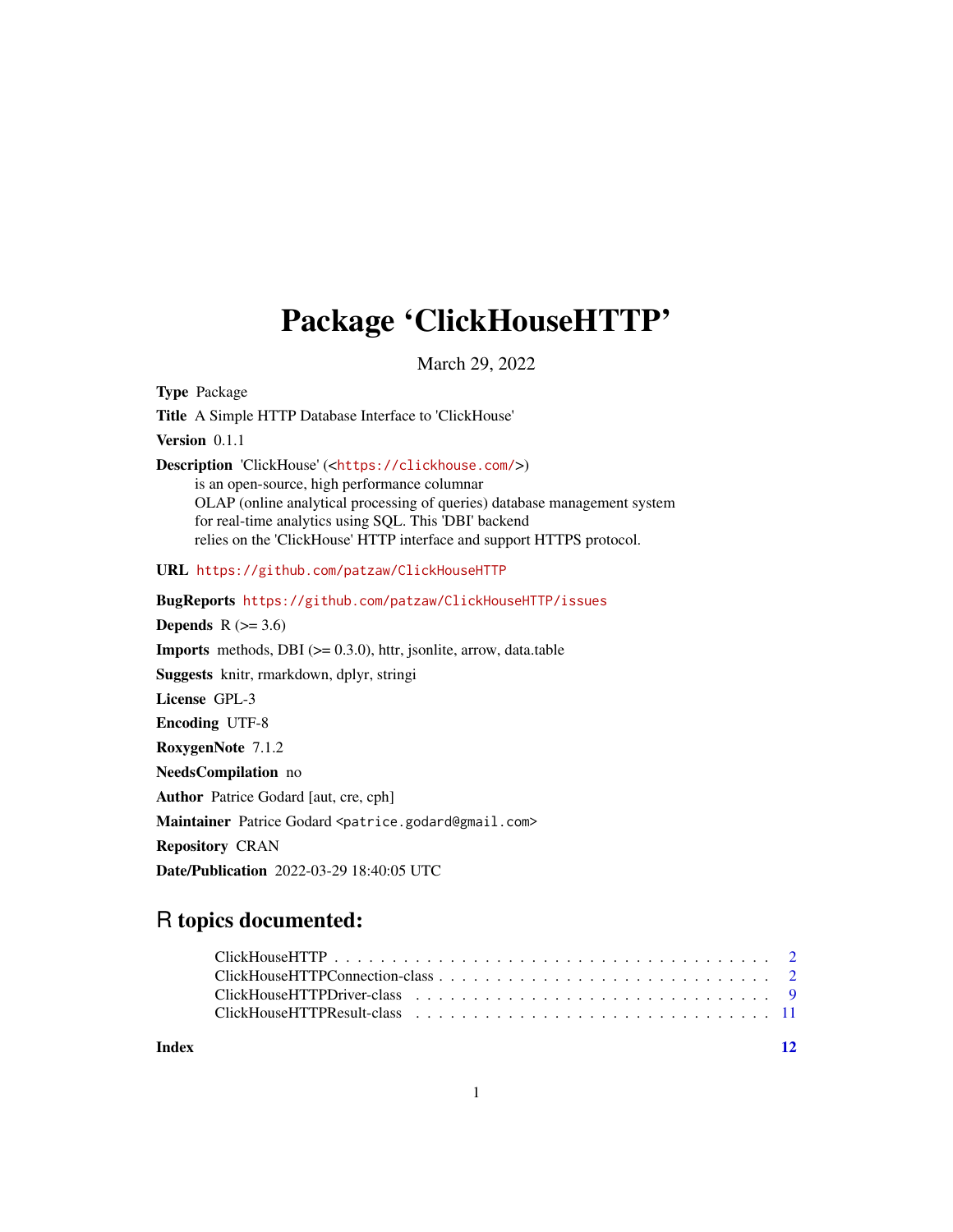# Package 'ClickHouseHTTP'

March 29, 2022

**Type** Package

**Title** A Simple HTTP Database Interface to 'ClickHouse'

**Version** 0.1.1

**Description** 'ClickHouse' (<https://clickhouse.com/>)
is an open-source, high performance columnar
OLAP (online analytical processing of queries) database management system
for real-time analytics using SQL. This 'DBI' backend
relies on the 'ClickHouse' HTTP interface and support HTTPS protocol.

**URL** https://github.com/patzaw/ClickHouseHTTP

**BugReports** https://github.com/patzaw/ClickHouseHTTP/issues

**Depends** R (>= 3.6)

**Imports** methods, DBI (>= 0.3.0), httr, jsonlite, arrow, data.table

**Suggests** knitr, rmarkdown, dplyr, stringi

**License** GPL-3

**Encoding** UTF-8

**RoxygenNote** 7.1.2

**NeedsCompilation** no

**Author** Patrice Godard [aut, cre, cph]

**Maintainer** Patrice Godard <patrice.godard@gmail.com>

**Repository** CRAN

**Date/Publication** 2022-03-29 18:40:05 UTC

## R topics documented:

ClickHouseHTTP . . . . . . . . . . . . . . . . . . . . . . . . . . . . . . . . . . . . 2
ClickHouseHTTPConnection-class . . . . . . . . . . . . . . . . . . . . . . . . . . . 2
ClickHouseHTTPDriver-class . . . . . . . . . . . . . . . . . . . . . . . . . . . . . 9
ClickHouseHTTPResult-class . . . . . . . . . . . . . . . . . . . . . . . . . . . . . 11

**Index** **12**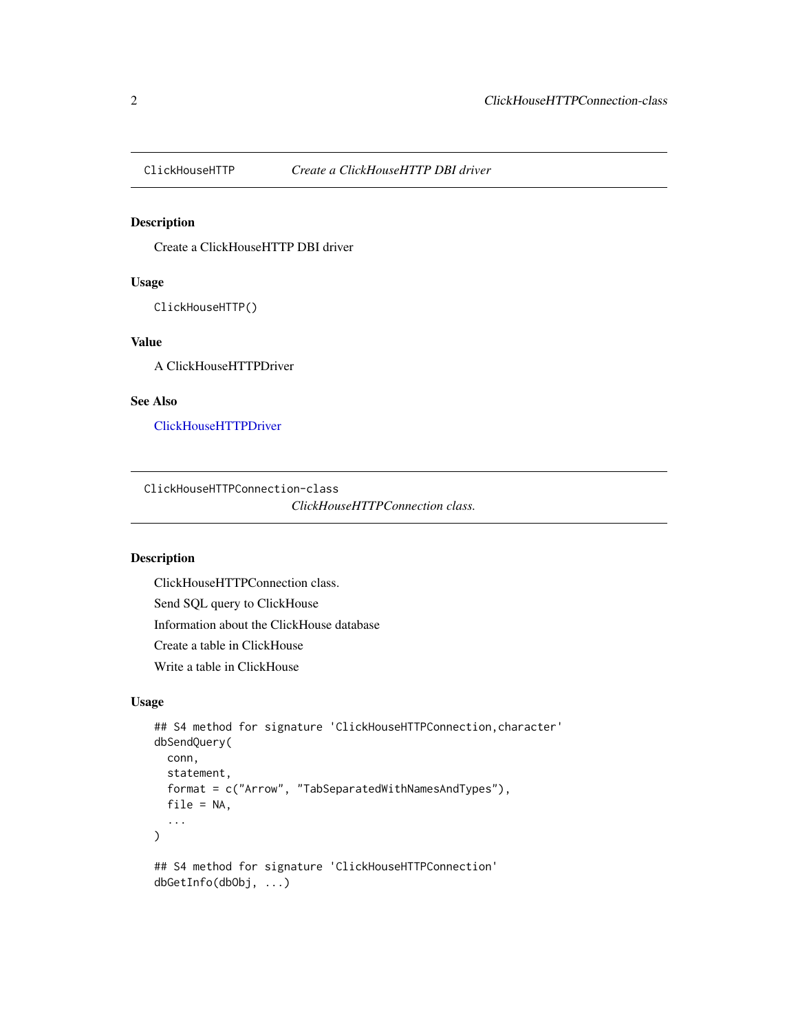## ClickHouseHTTP — *Create a ClickHouseHTTP DBI driver*

### Description

Create a ClickHouseHTTP DBI driver

### Usage

```
ClickHouseHTTP()
```

### Value

A ClickHouseHTTPDriver

### See Also

ClickHouseHTTPDriver

## ClickHouseHTTPConnection-class — *ClickHouseHTTPConnection class.*

### Description

ClickHouseHTTPConnection class.

Send SQL query to ClickHouse

Information about the ClickHouse database

Create a table in ClickHouse

Write a table in ClickHouse

### Usage

```
## S4 method for signature 'ClickHouseHTTPConnection,character'
dbSendQuery(
  conn,
  statement,
  format = c("Arrow", "TabSeparatedWithNamesAndTypes"),
  file = NA,
  ...
)

## S4 method for signature 'ClickHouseHTTPConnection'
dbGetInfo(dbObj, ...)
```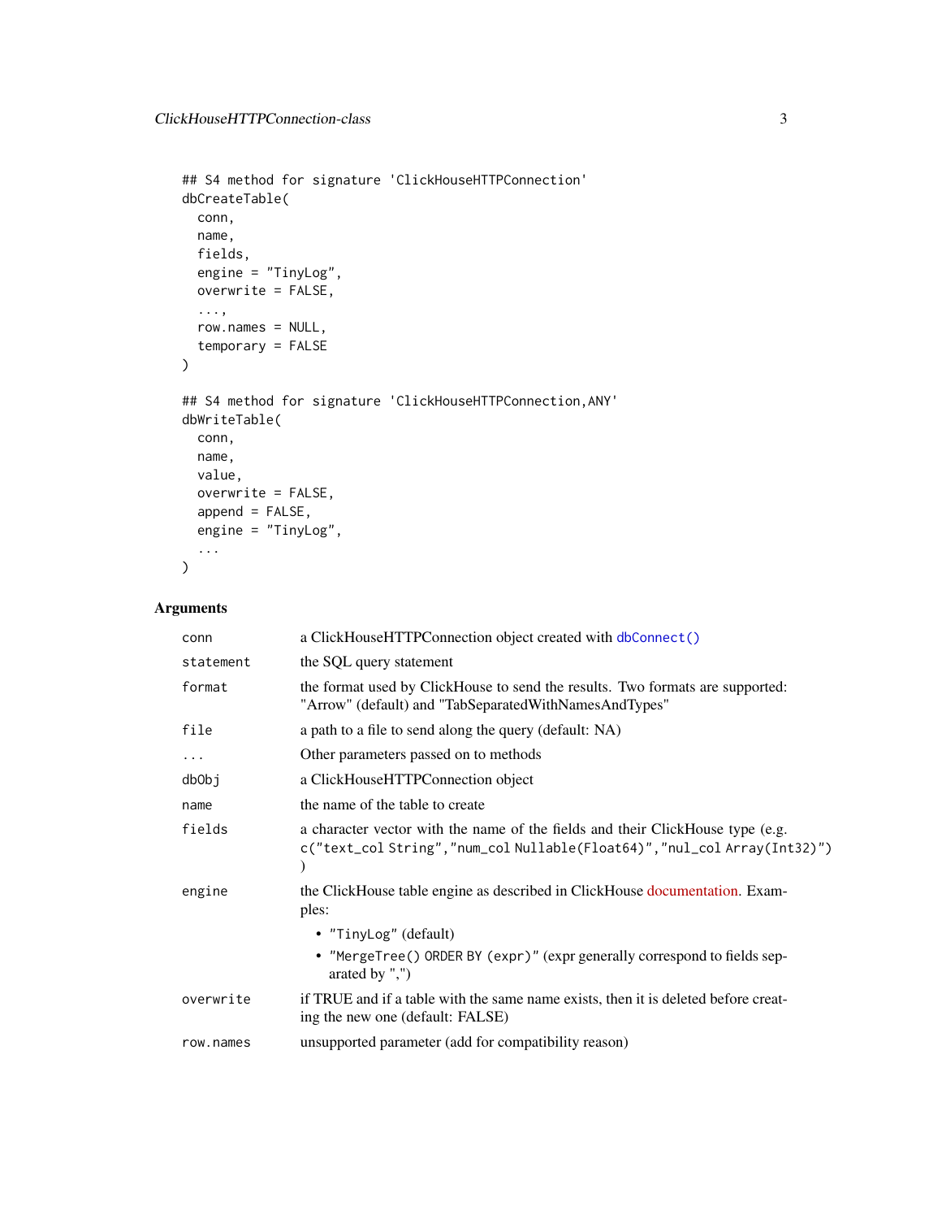```
## S4 method for signature 'ClickHouseHTTPConnection'
dbCreateTable(
  conn,
  name,
  fields,
  engine = "TinyLog",
  overwrite = FALSE,
  ...,
  row.names = NULL,
  temporary = FALSE
)

## S4 method for signature 'ClickHouseHTTPConnection,ANY'
dbWriteTable(
  conn,
  name,
  value,
  overwrite = FALSE,
  append = FALSE,
  engine = "TinyLog",
  ...
)
```

### Arguments

| | |
|---|---|
| `conn` | a ClickHouseHTTPConnection object created with `dbConnect()` |
| `statement` | the SQL query statement |
| `format` | the format used by ClickHouse to send the results. Two formats are supported: "Arrow" (default) and "TabSeparatedWithNamesAndTypes" |
| `file` | a path to a file to send along the query (default: NA) |
| `...` | Other parameters passed on to methods |
| `dbObj` | a ClickHouseHTTPConnection object |
| `name` | the name of the table to create |
| `fields` | a character vector with the name of the fields and their ClickHouse type (e.g. `c("text_col String","num_col Nullable(Float64)","nul_col Array(Int32)")`) |
| `engine` | the ClickHouse table engine as described in ClickHouse documentation. Examples: <br>• `"TinyLog"` (default) <br>• `"MergeTree() ORDER BY (expr)"` (expr generally correspond to fields separated by ",") |
| `overwrite` | if TRUE and if a table with the same name exists, then it is deleted before creating the new one (default: FALSE) |
| `row.names` | unsupported parameter (add for compatibility reason) |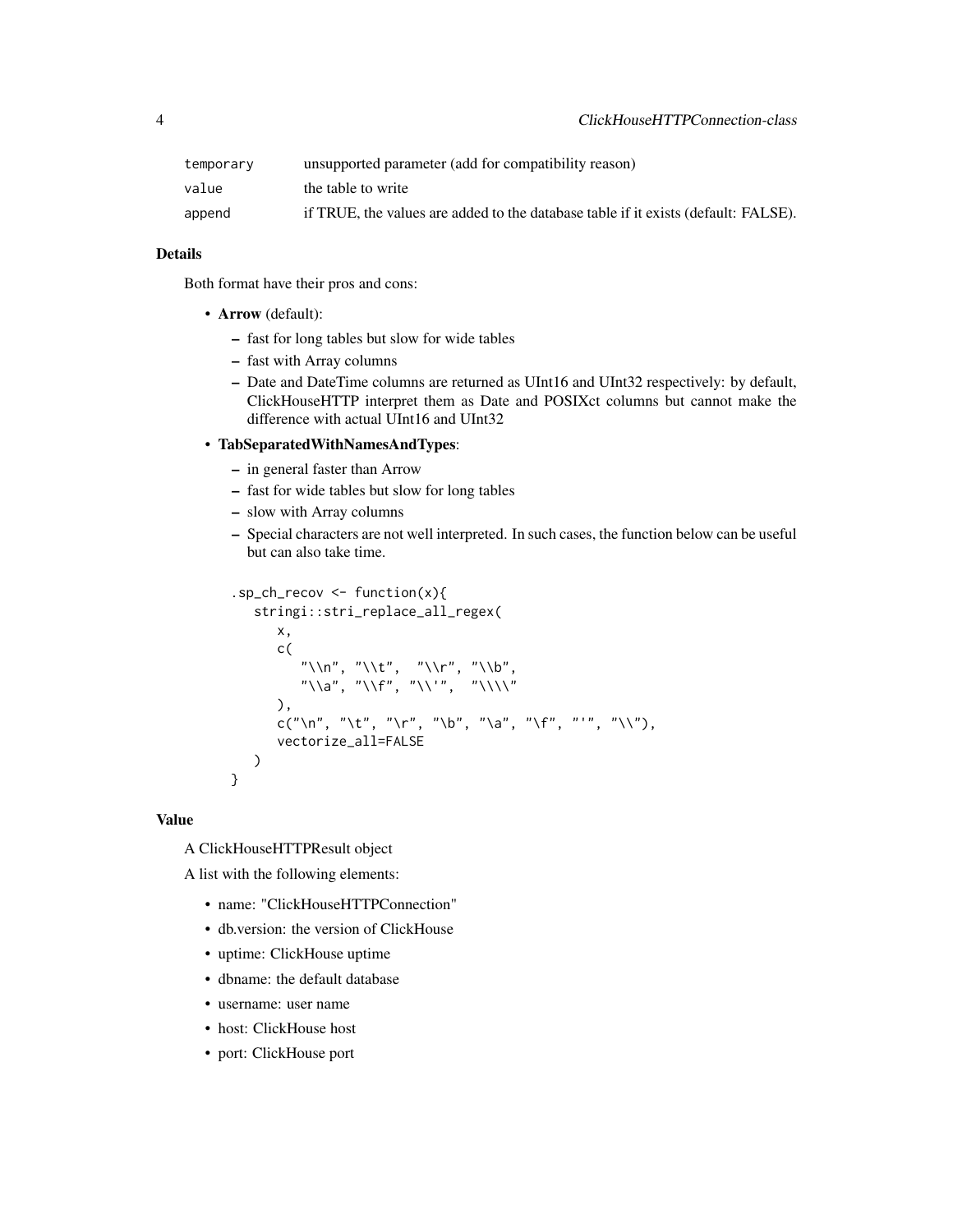| | |
|---|---|
| `temporary` | unsupported parameter (add for compatibility reason) |
| `value` | the table to write |
| `append` | if TRUE, the values are added to the database table if it exists (default: FALSE). |

### Details

Both format have their pros and cons:

- **Arrow** (default):
  - fast for long tables but slow for wide tables
  - fast with Array columns
  - Date and DateTime columns are returned as UInt16 and UInt32 respectively: by default, ClickHouseHTTP interpret them as Date and POSIXct columns but cannot make the difference with actual UInt16 and UInt32
- **TabSeparatedWithNamesAndTypes**:
  - in general faster than Arrow
  - fast for wide tables but slow for long tables
  - slow with Array columns
  - Special characters are not well interpreted. In such cases, the function below can be useful but can also take time.

```
.sp_ch_recov <- function(x){
   stringi::stri_replace_all_regex(
      x,
      c(
         "\\n", "\\t",  "\\r", "\\b",
         "\\a", "\\f", "\\'",  "\\\\"
      ),
      c("\n", "\t", "\r", "\b", "\a", "\f", "'", "\\"),
      vectorize_all=FALSE
   )
}
```

### Value

A ClickHouseHTTPResult object

A list with the following elements:

- name: "ClickHouseHTTPConnection"
- db.version: the version of ClickHouse
- uptime: ClickHouse uptime
- dbname: the default database
- username: user name
- host: ClickHouse host
- port: ClickHouse port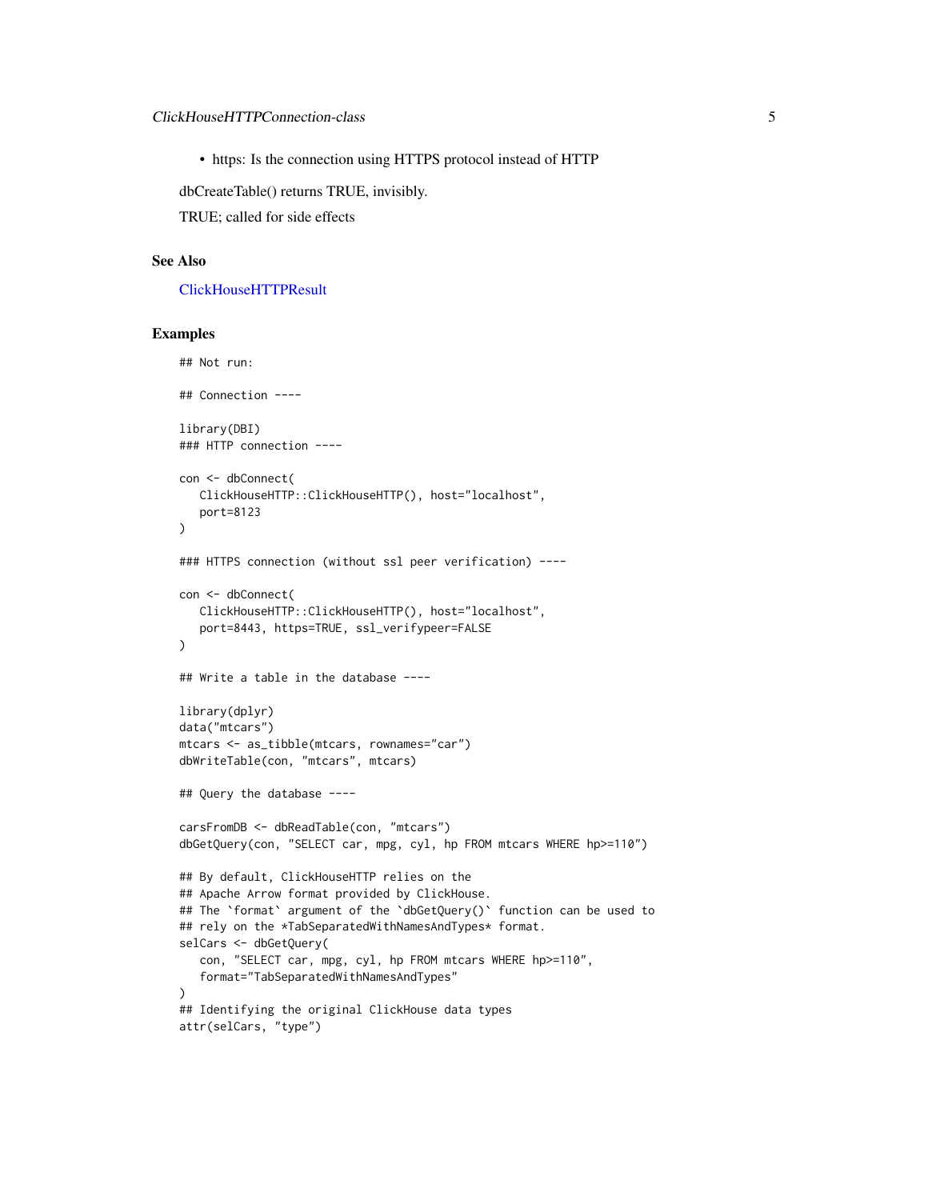- https: Is the connection using HTTPS protocol instead of HTTP

dbCreateTable() returns TRUE, invisibly.

TRUE; called for side effects

## See Also

ClickHouseHTTPResult

## Examples

```
## Not run:

## Connection ----

library(DBI)
### HTTP connection ----

con <- dbConnect(
   ClickHouseHTTP::ClickHouseHTTP(), host="localhost",
   port=8123
)

### HTTPS connection (without ssl peer verification) ----

con <- dbConnect(
   ClickHouseHTTP::ClickHouseHTTP(), host="localhost",
   port=8443, https=TRUE, ssl_verifypeer=FALSE
)

## Write a table in the database ----

library(dplyr)
data("mtcars")
mtcars <- as_tibble(mtcars, rownames="car")
dbWriteTable(con, "mtcars", mtcars)

## Query the database ----

carsFromDB <- dbReadTable(con, "mtcars")
dbGetQuery(con, "SELECT car, mpg, cyl, hp FROM mtcars WHERE hp>=110")

## By default, ClickHouseHTTP relies on the
## Apache Arrow format provided by ClickHouse.
## The `format` argument of the `dbGetQuery()` function can be used to
## rely on the *TabSeparatedWithNamesAndTypes* format.
selCars <- dbGetQuery(
   con, "SELECT car, mpg, cyl, hp FROM mtcars WHERE hp>=110",
   format="TabSeparatedWithNamesAndTypes"
)
## Identifying the original ClickHouse data types
attr(selCars, "type")
```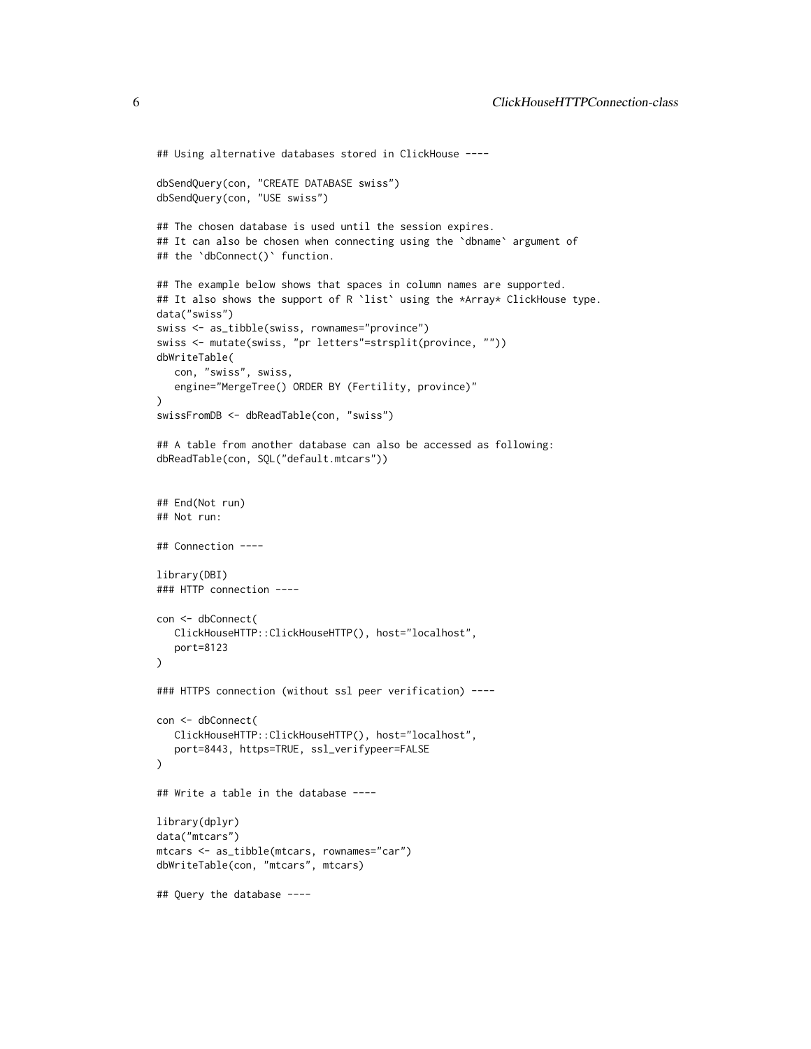```
## Using alternative databases stored in ClickHouse ----

dbSendQuery(con, "CREATE DATABASE swiss")
dbSendQuery(con, "USE swiss")

## The chosen database is used until the session expires.
## It can also be chosen when connecting using the `dbname` argument of
## the `dbConnect()` function.

## The example below shows that spaces in column names are supported.
## It also shows the support of R `list` using the *Array* ClickHouse type.
data("swiss")
swiss <- as_tibble(swiss, rownames="province")
swiss <- mutate(swiss, "pr letters"=strsplit(province, ""))
dbWriteTable(
   con, "swiss", swiss,
   engine="MergeTree() ORDER BY (Fertility, province)"
)
swissFromDB <- dbReadTable(con, "swiss")

## A table from another database can also be accessed as following:
dbReadTable(con, SQL("default.mtcars"))


## End(Not run)
## Not run:

## Connection ----

library(DBI)
### HTTP connection ----

con <- dbConnect(
   ClickHouseHTTP::ClickHouseHTTP(), host="localhost",
   port=8123
)

### HTTPS connection (without ssl peer verification) ----

con <- dbConnect(
   ClickHouseHTTP::ClickHouseHTTP(), host="localhost",
   port=8443, https=TRUE, ssl_verifypeer=FALSE
)

## Write a table in the database ----

library(dplyr)
data("mtcars")
mtcars <- as_tibble(mtcars, rownames="car")
dbWriteTable(con, "mtcars", mtcars)

## Query the database ----
```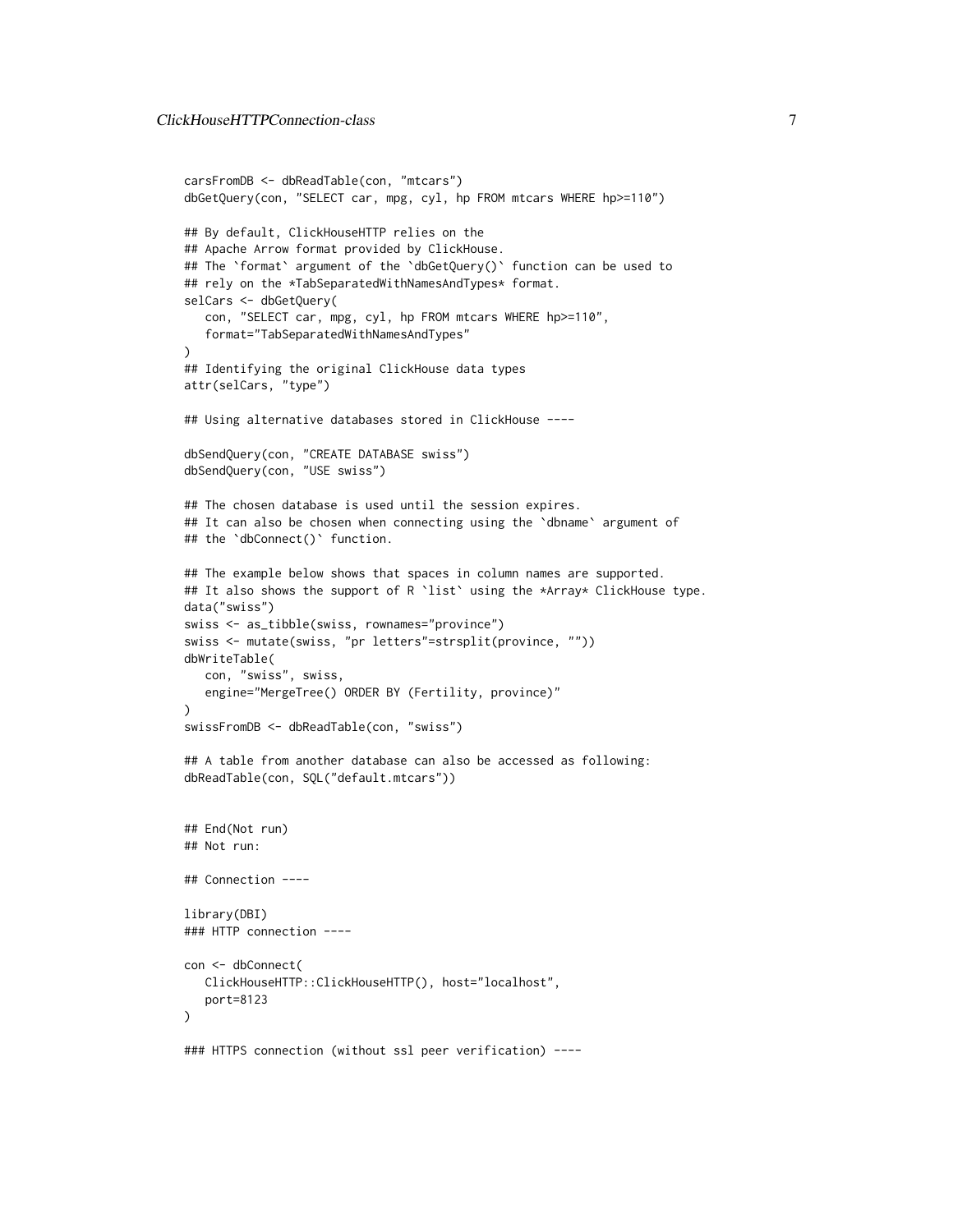```
carsFromDB <- dbReadTable(con, "mtcars")
dbGetQuery(con, "SELECT car, mpg, cyl, hp FROM mtcars WHERE hp>=110")

## By default, ClickHouseHTTP relies on the
## Apache Arrow format provided by ClickHouse.
## The `format` argument of the `dbGetQuery()` function can be used to
## rely on the *TabSeparatedWithNamesAndTypes* format.
selCars <- dbGetQuery(
   con, "SELECT car, mpg, cyl, hp FROM mtcars WHERE hp>=110",
   format="TabSeparatedWithNamesAndTypes"
)
## Identifying the original ClickHouse data types
attr(selCars, "type")

## Using alternative databases stored in ClickHouse ----

dbSendQuery(con, "CREATE DATABASE swiss")
dbSendQuery(con, "USE swiss")

## The chosen database is used until the session expires.
## It can also be chosen when connecting using the `dbname` argument of
## the `dbConnect()` function.

## The example below shows that spaces in column names are supported.
## It also shows the support of R `list` using the *Array* ClickHouse type.
data("swiss")
swiss <- as_tibble(swiss, rownames="province")
swiss <- mutate(swiss, "pr letters"=strsplit(province, ""))
dbWriteTable(
   con, "swiss", swiss,
   engine="MergeTree() ORDER BY (Fertility, province)"
)
swissFromDB <- dbReadTable(con, "swiss")

## A table from another database can also be accessed as following:
dbReadTable(con, SQL("default.mtcars"))


## End(Not run)
## Not run:

## Connection ----

library(DBI)
### HTTP connection ----

con <- dbConnect(
   ClickHouseHTTP::ClickHouseHTTP(), host="localhost",
   port=8123
)

### HTTPS connection (without ssl peer verification) ----
```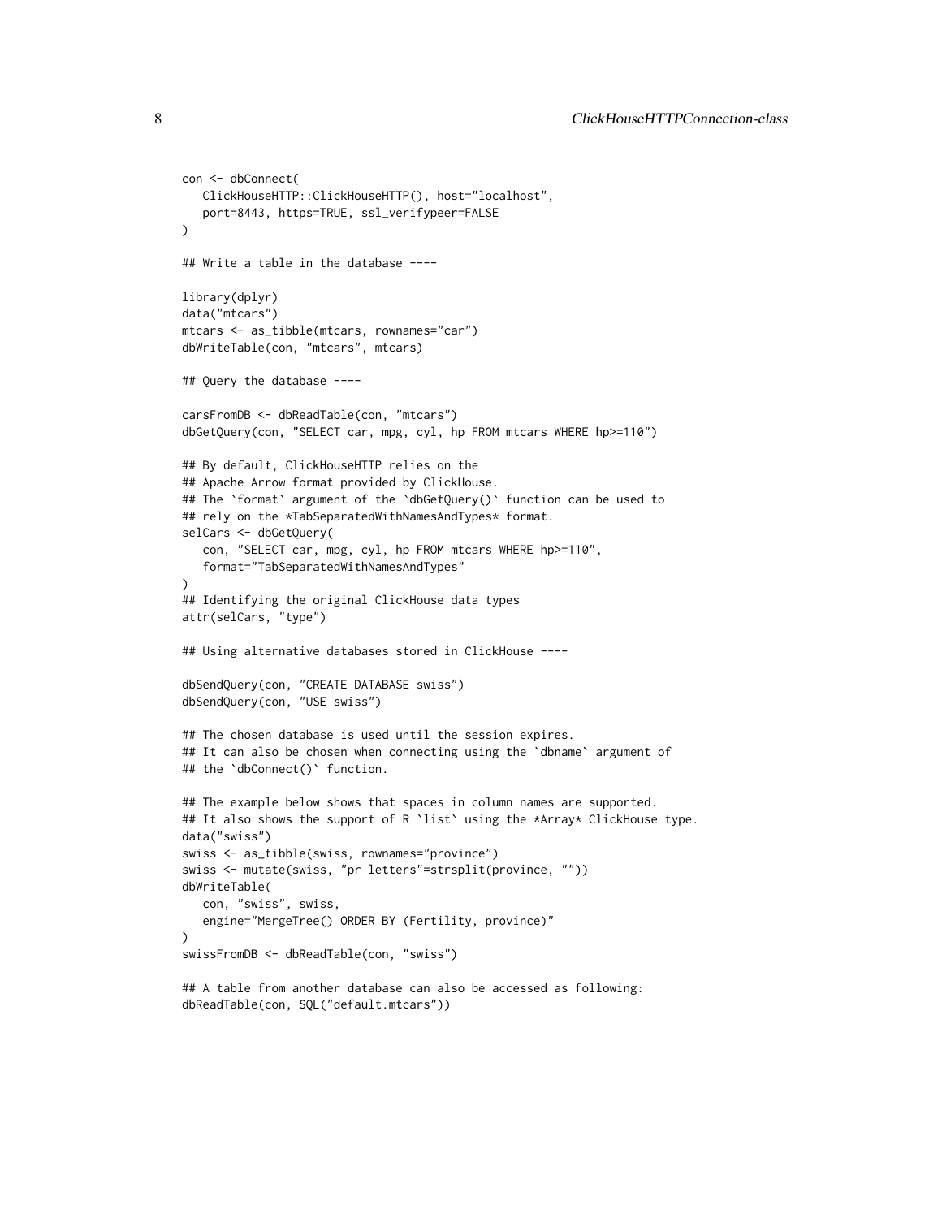```
con <- dbConnect(
   ClickHouseHTTP::ClickHouseHTTP(), host="localhost",
   port=8443, https=TRUE, ssl_verifypeer=FALSE
)

## Write a table in the database ----

library(dplyr)
data("mtcars")
mtcars <- as_tibble(mtcars, rownames="car")
dbWriteTable(con, "mtcars", mtcars)

## Query the database ----

carsFromDB <- dbReadTable(con, "mtcars")
dbGetQuery(con, "SELECT car, mpg, cyl, hp FROM mtcars WHERE hp>=110")

## By default, ClickHouseHTTP relies on the
## Apache Arrow format provided by ClickHouse.
## The `format` argument of the `dbGetQuery()` function can be used to
## rely on the *TabSeparatedWithNamesAndTypes* format.
selCars <- dbGetQuery(
   con, "SELECT car, mpg, cyl, hp FROM mtcars WHERE hp>=110",
   format="TabSeparatedWithNamesAndTypes"
)
## Identifying the original ClickHouse data types
attr(selCars, "type")

## Using alternative databases stored in ClickHouse ----

dbSendQuery(con, "CREATE DATABASE swiss")
dbSendQuery(con, "USE swiss")

## The chosen database is used until the session expires.
## It can also be chosen when connecting using the `dbname` argument of
## the `dbConnect()` function.

## The example below shows that spaces in column names are supported.
## It also shows the support of R `list` using the *Array* ClickHouse type.
data("swiss")
swiss <- as_tibble(swiss, rownames="province")
swiss <- mutate(swiss, "pr letters"=strsplit(province, ""))
dbWriteTable(
   con, "swiss", swiss,
   engine="MergeTree() ORDER BY (Fertility, province)"
)
swissFromDB <- dbReadTable(con, "swiss")

## A table from another database can also be accessed as following:
dbReadTable(con, SQL("default.mtcars"))
```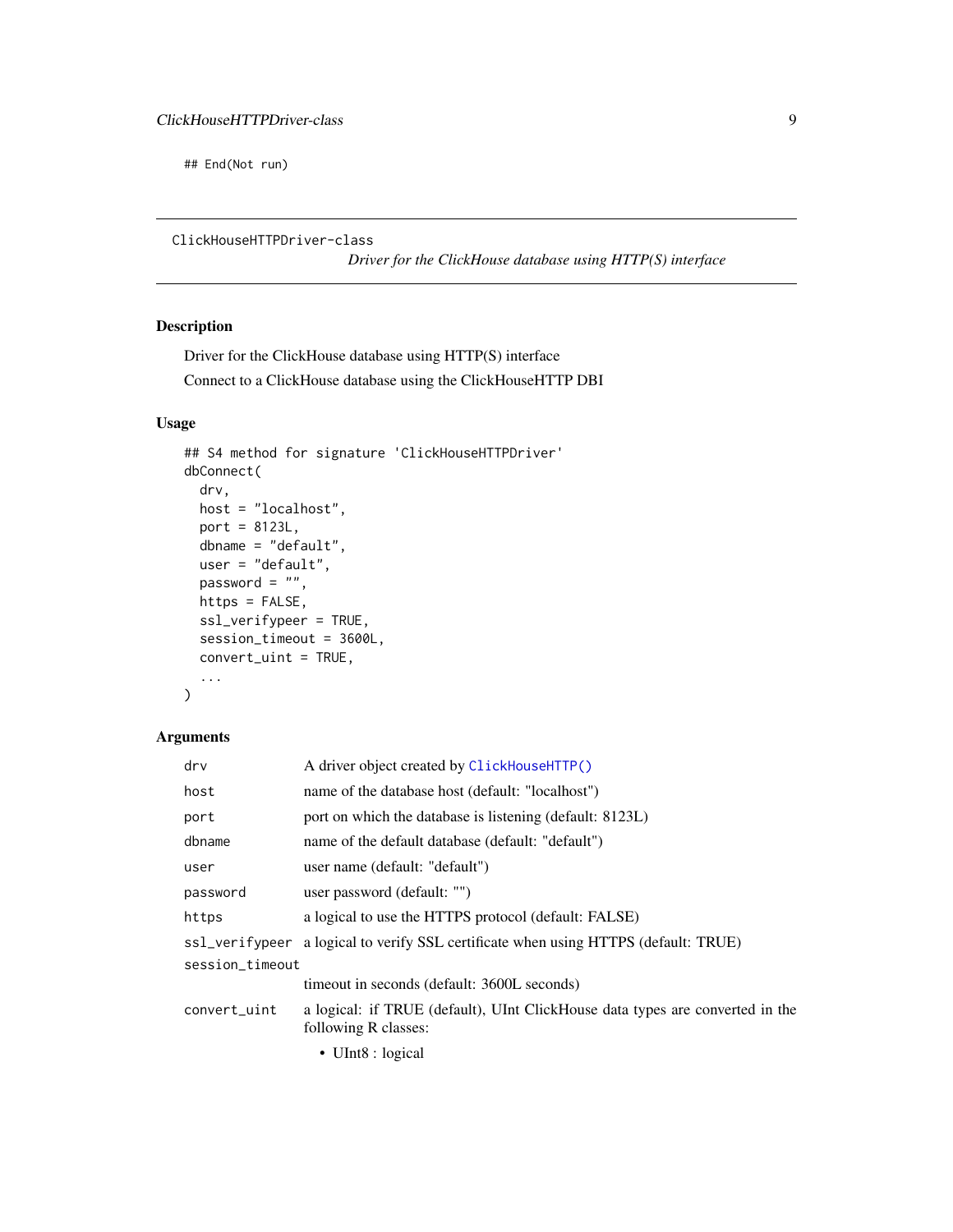```
## End(Not run)
```

---

ClickHouseHTTPDriver-class

*Driver for the ClickHouse database using HTTP(S) interface*

---

## Description

Driver for the ClickHouse database using HTTP(S) interface

Connect to a ClickHouse database using the ClickHouseHTTP DBI

## Usage

```
## S4 method for signature 'ClickHouseHTTPDriver'
dbConnect(
  drv,
  host = "localhost",
  port = 8123L,
  dbname = "default",
  user = "default",
  password = "",
  https = FALSE,
  ssl_verifypeer = TRUE,
  session_timeout = 3600L,
  convert_uint = TRUE,
  ...
)
```

## Arguments

| | |
|---|---|
| `drv` | A driver object created by `ClickHouseHTTP()` |
| `host` | name of the database host (default: "localhost") |
| `port` | port on which the database is listening (default: 8123L) |
| `dbname` | name of the default database (default: "default") |
| `user` | user name (default: "default") |
| `password` | user password (default: "") |
| `https` | a logical to use the HTTPS protocol (default: FALSE) |
| `ssl_verifypeer` | a logical to verify SSL certificate when using HTTPS (default: TRUE) |
| `session_timeout` | timeout in seconds (default: 3600L seconds) |
| `convert_uint` | a logical: if TRUE (default), UInt ClickHouse data types are converted in the following R classes:<br>• UInt8 : logical |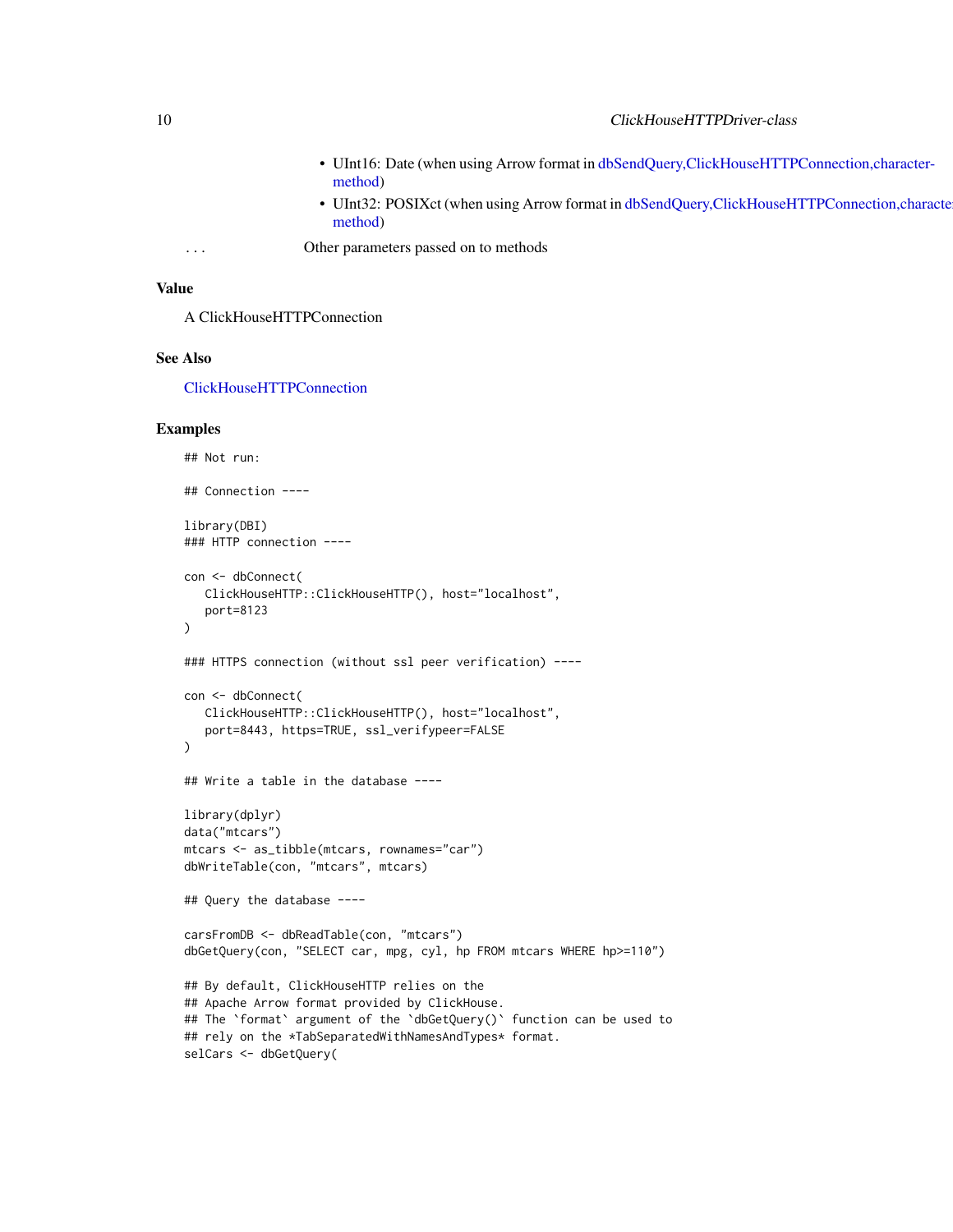- UInt16: Date (when using Arrow format in dbSendQuery,ClickHouseHTTPConnection,character-method)
- UInt32: POSIXct (when using Arrow format in dbSendQuery,ClickHouseHTTPConnection,character-method)

... Other parameters passed on to methods

## Value

A ClickHouseHTTPConnection

## See Also

ClickHouseHTTPConnection

## Examples

```
## Not run:

## Connection ----

library(DBI)
### HTTP connection ----

con <- dbConnect(
   ClickHouseHTTP::ClickHouseHTTP(), host="localhost",
   port=8123
)

### HTTPS connection (without ssl peer verification) ----

con <- dbConnect(
   ClickHouseHTTP::ClickHouseHTTP(), host="localhost",
   port=8443, https=TRUE, ssl_verifypeer=FALSE
)

## Write a table in the database ----

library(dplyr)
data("mtcars")
mtcars <- as_tibble(mtcars, rownames="car")
dbWriteTable(con, "mtcars", mtcars)

## Query the database ----

carsFromDB <- dbReadTable(con, "mtcars")
dbGetQuery(con, "SELECT car, mpg, cyl, hp FROM mtcars WHERE hp>=110")

## By default, ClickHouseHTTP relies on the
## Apache Arrow format provided by ClickHouse.
## The `format` argument of the `dbGetQuery()` function can be used to
## rely on the *TabSeparatedWithNamesAndTypes* format.
selCars <- dbGetQuery(
```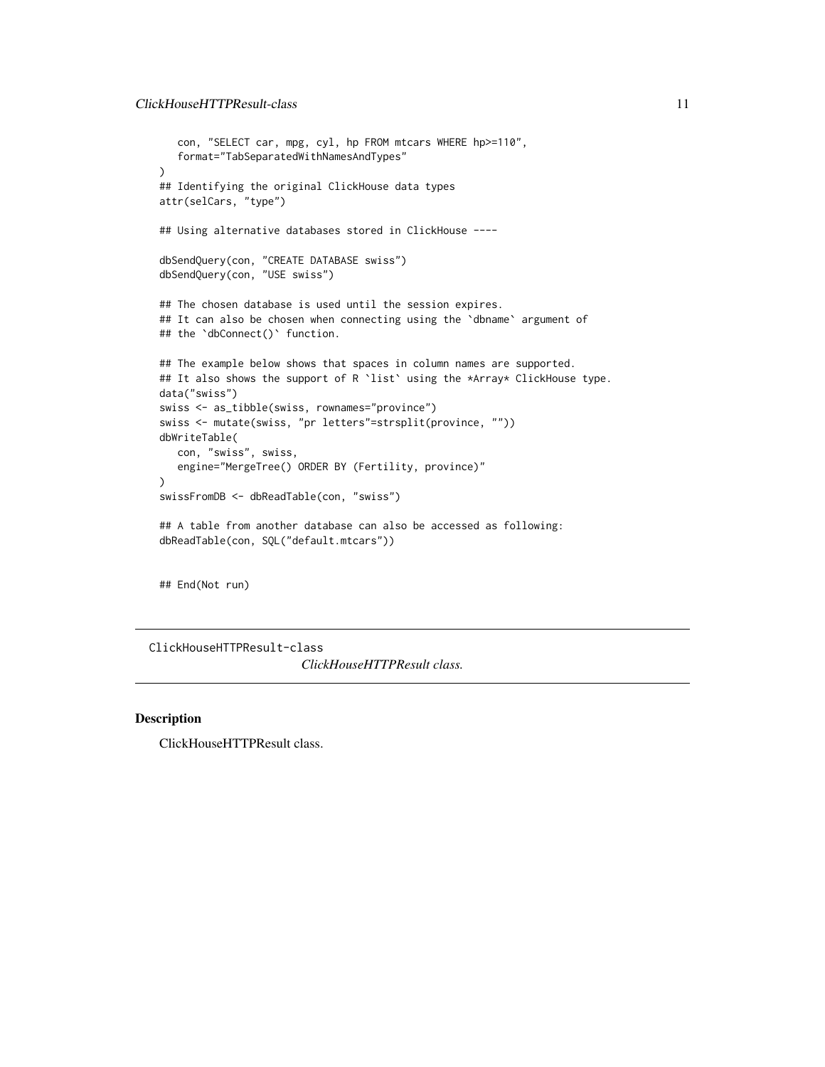```
   con, "SELECT car, mpg, cyl, hp FROM mtcars WHERE hp>=110",
   format="TabSeparatedWithNamesAndTypes"
)
## Identifying the original ClickHouse data types
attr(selCars, "type")

## Using alternative databases stored in ClickHouse ----

dbSendQuery(con, "CREATE DATABASE swiss")
dbSendQuery(con, "USE swiss")

## The chosen database is used until the session expires.
## It can also be chosen when connecting using the `dbname` argument of
## the `dbConnect()` function.

## The example below shows that spaces in column names are supported.
## It also shows the support of R `list` using the *Array* ClickHouse type.
data("swiss")
swiss <- as_tibble(swiss, rownames="province")
swiss <- mutate(swiss, "pr letters"=strsplit(province, ""))
dbWriteTable(
   con, "swiss", swiss,
   engine="MergeTree() ORDER BY (Fertility, province)"
)
swissFromDB <- dbReadTable(con, "swiss")

## A table from another database can also be accessed as following:
dbReadTable(con, SQL("default.mtcars"))


## End(Not run)
```

## ClickHouseHTTPResult-class — *ClickHouseHTTPResult class.*

### Description

ClickHouseHTTPResult class.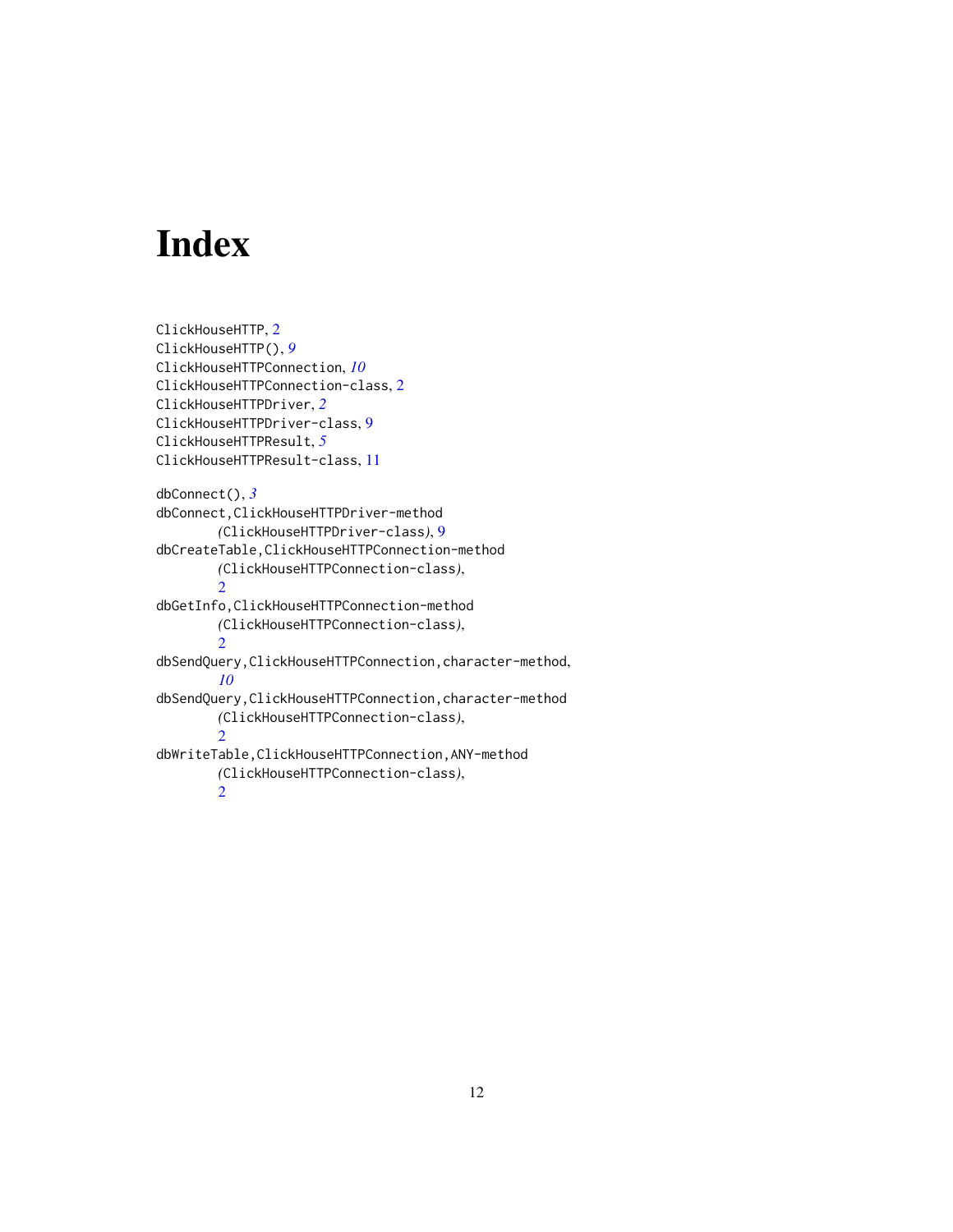# Index

ClickHouseHTTP, 2
ClickHouseHTTP(), *9*
ClickHouseHTTPConnection, *10*
ClickHouseHTTPConnection-class, 2
ClickHouseHTTPDriver, *2*
ClickHouseHTTPDriver-class, 9
ClickHouseHTTPResult, *5*
ClickHouseHTTPResult-class, 11

dbConnect(), *3*
dbConnect,ClickHouseHTTPDriver-method *(*ClickHouseHTTPDriver-class*)*, 9
dbCreateTable,ClickHouseHTTPConnection-method *(*ClickHouseHTTPConnection-class*)*, 2
dbGetInfo,ClickHouseHTTPConnection-method *(*ClickHouseHTTPConnection-class*)*, 2
dbSendQuery,ClickHouseHTTPConnection,character-method, *10*
dbSendQuery,ClickHouseHTTPConnection,character-method *(*ClickHouseHTTPConnection-class*)*, 2
dbWriteTable,ClickHouseHTTPConnection,ANY-method *(*ClickHouseHTTPConnection-class*)*, 2